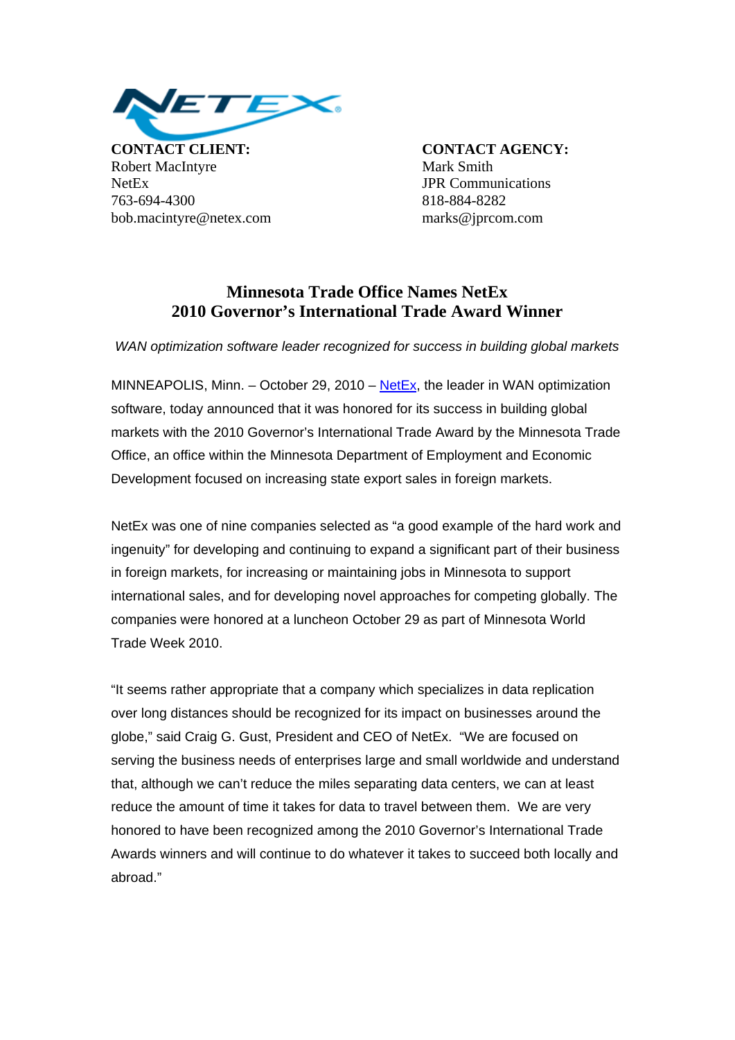**CONTACT CLIENT:**
Robert MacIntyre
NetEx
763-694-4300
bob.macintyre@netex.com

**CONTACT AGENCY:**
Mark Smith
JPR Communications
818-884-8282
marks@jprcom.com

# Minnesota Trade Office Names NetEx 2010 Governor's International Trade Award Winner

*WAN optimization software leader recognized for success in building global markets*

MINNEAPOLIS, Minn. – October 29, 2010 – NetEx, the leader in WAN optimization software, today announced that it was honored for its success in building global markets with the 2010 Governor's International Trade Award by the Minnesota Trade Office, an office within the Minnesota Department of Employment and Economic Development focused on increasing state export sales in foreign markets.

NetEx was one of nine companies selected as "a good example of the hard work and ingenuity" for developing and continuing to expand a significant part of their business in foreign markets, for increasing or maintaining jobs in Minnesota to support international sales, and for developing novel approaches for competing globally. The companies were honored at a luncheon October 29 as part of Minnesota World Trade Week 2010.

"It seems rather appropriate that a company which specializes in data replication over long distances should be recognized for its impact on businesses around the globe," said Craig G. Gust, President and CEO of NetEx. "We are focused on serving the business needs of enterprises large and small worldwide and understand that, although we can't reduce the miles separating data centers, we can at least reduce the amount of time it takes for data to travel between them. We are very honored to have been recognized among the 2010 Governor's International Trade Awards winners and will continue to do whatever it takes to succeed both locally and abroad."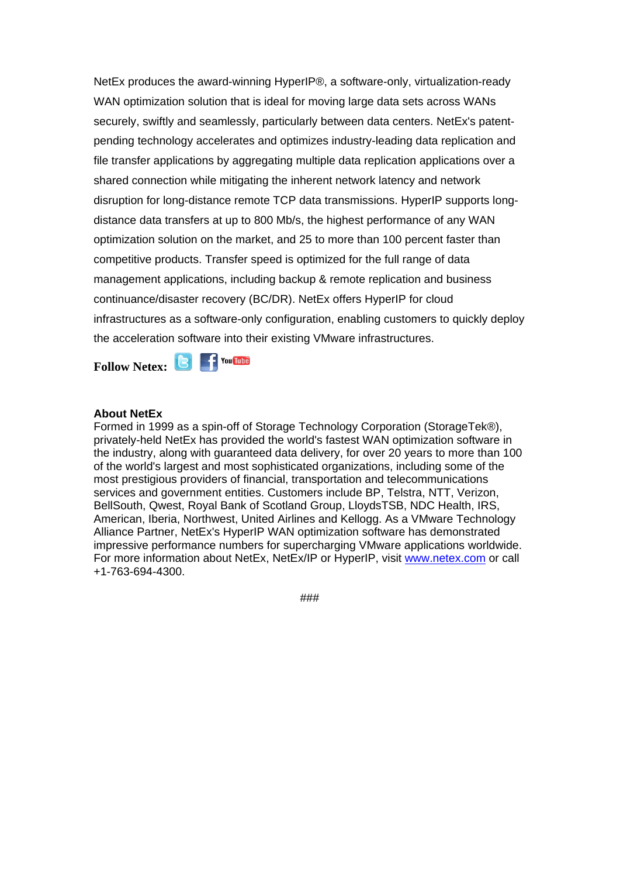NetEx produces the award-winning HyperIP®, a software-only, virtualization-ready WAN optimization solution that is ideal for moving large data sets across WANs securely, swiftly and seamlessly, particularly between data centers. NetEx's patent-pending technology accelerates and optimizes industry-leading data replication and file transfer applications by aggregating multiple data replication applications over a shared connection while mitigating the inherent network latency and network disruption for long-distance remote TCP data transmissions. HyperIP supports long-distance data transfers at up to 800 Mb/s, the highest performance of any WAN optimization solution on the market, and 25 to more than 100 percent faster than competitive products. Transfer speed is optimized for the full range of data management applications, including backup & remote replication and business continuance/disaster recovery (BC/DR). NetEx offers HyperIP for cloud infrastructures as a software-only configuration, enabling customers to quickly deploy the acceleration software into their existing VMware infrastructures.

**Follow Netex:**

**About NetEx**

Formed in 1999 as a spin-off of Storage Technology Corporation (StorageTek®), privately-held NetEx has provided the world's fastest WAN optimization software in the industry, along with guaranteed data delivery, for over 20 years to more than 100 of the world's largest and most sophisticated organizations, including some of the most prestigious providers of financial, transportation and telecommunications services and government entities. Customers include BP, Telstra, NTT, Verizon, BellSouth, Qwest, Royal Bank of Scotland Group, LloydsTSB, NDC Health, IRS, American, Iberia, Northwest, United Airlines and Kellogg. As a VMware Technology Alliance Partner, NetEx's HyperIP WAN optimization software has demonstrated impressive performance numbers for supercharging VMware applications worldwide. For more information about NetEx, NetEx/IP or HyperIP, visit www.netex.com or call +1-763-694-4300.

###